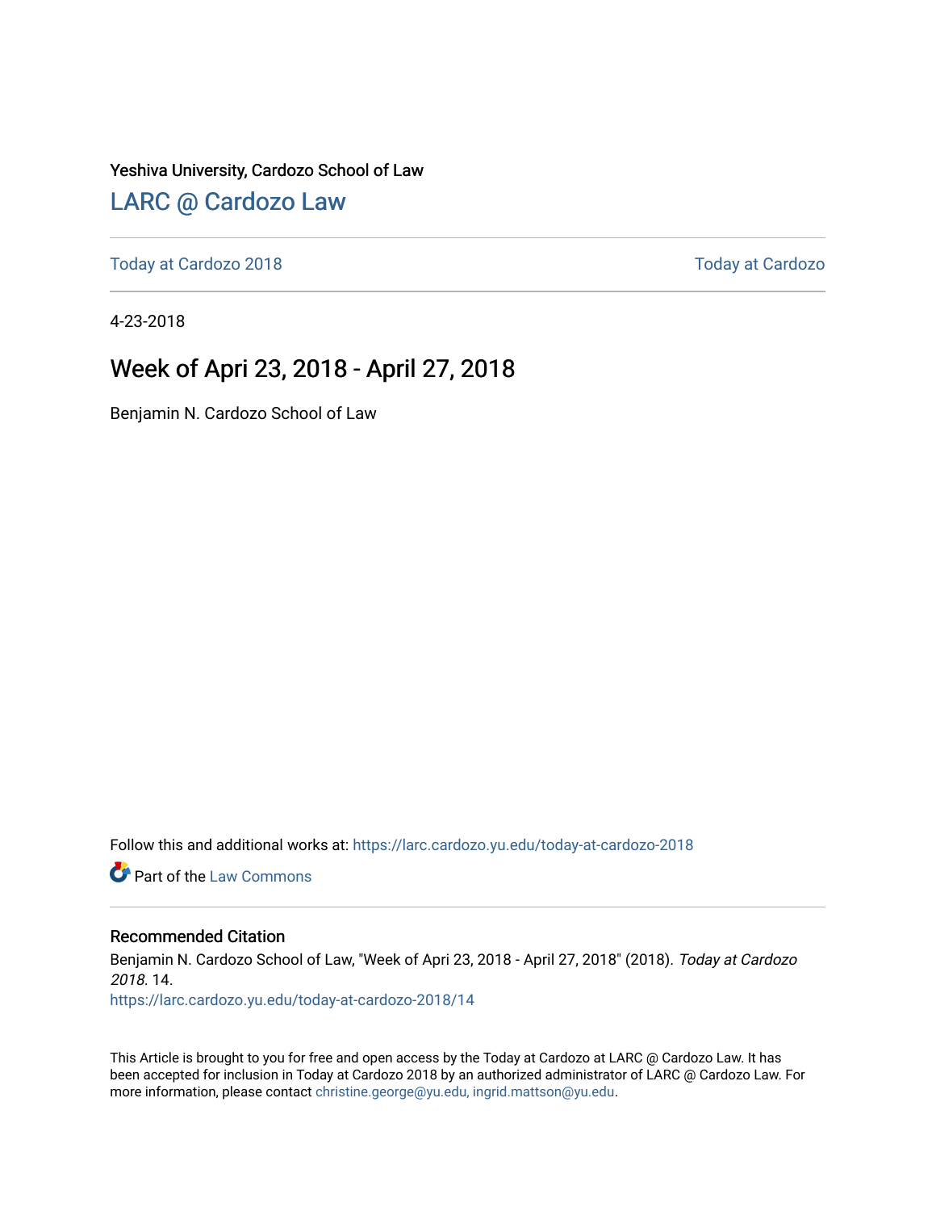Yeshiva University, Cardozo School of Law

# LARC @ Cardozo Law

Today at Cardozo 2018 | Today at Cardozo

4-23-2018

# Week of Apri 23, 2018 - April 27, 2018

Benjamin N. Cardozo School of Law

Follow this and additional works at: https://larc.cardozo.yu.edu/today-at-cardozo-2018

Part of the Law Commons

## Recommended Citation

Benjamin N. Cardozo School of Law, "Week of Apri 23, 2018 - April 27, 2018" (2018). *Today at Cardozo 2018*. 14.
https://larc.cardozo.yu.edu/today-at-cardozo-2018/14

This Article is brought to you for free and open access by the Today at Cardozo at LARC @ Cardozo Law. It has been accepted for inclusion in Today at Cardozo 2018 by an authorized administrator of LARC @ Cardozo Law. For more information, please contact christine.george@yu.edu, ingrid.mattson@yu.edu.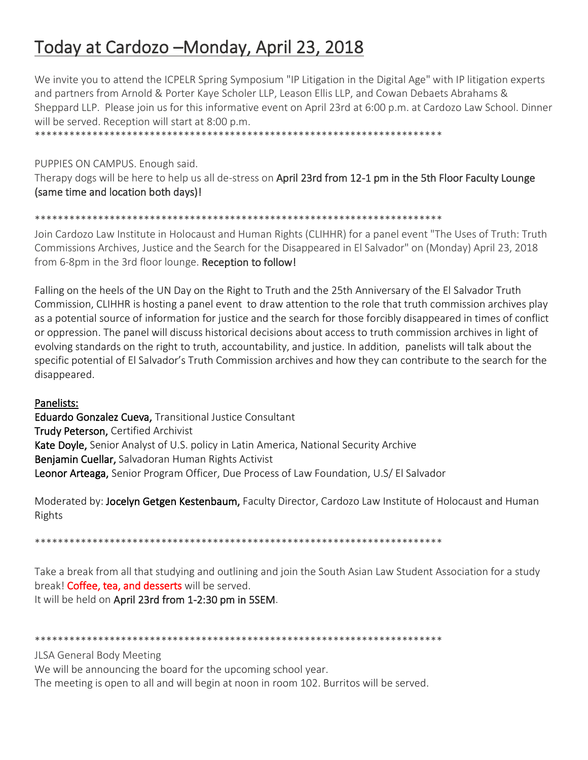# Today at Cardozo –Monday, April 23, 2018

We invite you to attend the ICPELR Spring Symposium "IP Litigation in the Digital Age" with IP litigation experts and partners from Arnold & Porter Kaye Scholer LLP, Leason Ellis LLP, and Cowan Debaets Abrahams & Sheppard LLP. Please join us for this informative event on April 23rd at 6:00 p.m. at Cardozo Law School. Dinner will be served. Reception will start at 8:00 p.m.

*************************************************************************

PUPPIES ON CAMPUS. Enough said.

Therapy dogs will be here to help us all de-stress on **April 23rd from 12-1 pm in the 5th Floor Faculty Lounge (same time and location both days)!**

*************************************************************************

Join Cardozo Law Institute in Holocaust and Human Rights (CLIHHR) for a panel event "The Uses of Truth: Truth Commissions Archives, Justice and the Search for the Disappeared in El Salvador" on (Monday) April 23, 2018 from 6-8pm in the 3rd floor lounge. **Reception to follow!**

Falling on the heels of the UN Day on the Right to Truth and the 25th Anniversary of the El Salvador Truth Commission, CLIHHR is hosting a panel event to draw attention to the role that truth commission archives play as a potential source of information for justice and the search for those forcibly disappeared in times of conflict or oppression. The panel will discuss historical decisions about access to truth commission archives in light of evolving standards on the right to truth, accountability, and justice. In addition, panelists will talk about the specific potential of El Salvador's Truth Commission archives and how they can contribute to the search for the disappeared.

Panelists:

**Eduardo Gonzalez Cueva,** Transitional Justice Consultant
**Trudy Peterson,** Certified Archivist
**Kate Doyle,** Senior Analyst of U.S. policy in Latin America, National Security Archive
**Benjamin Cuellar,** Salvadoran Human Rights Activist
**Leonor Arteaga,** Senior Program Officer, Due Process of Law Foundation, U.S/ El Salvador

Moderated by: **Jocelyn Getgen Kestenbaum,** Faculty Director, Cardozo Law Institute of Holocaust and Human Rights

*************************************************************************

Take a break from all that studying and outlining and join the South Asian Law Student Association for a study break! **Coffee, tea, and desserts** will be served.
It will be held on **April 23rd from 1-2:30 pm in 5SEM**.

*************************************************************************

JLSA General Body Meeting
We will be announcing the board for the upcoming school year.
The meeting is open to all and will begin at noon in room 102. Burritos will be served.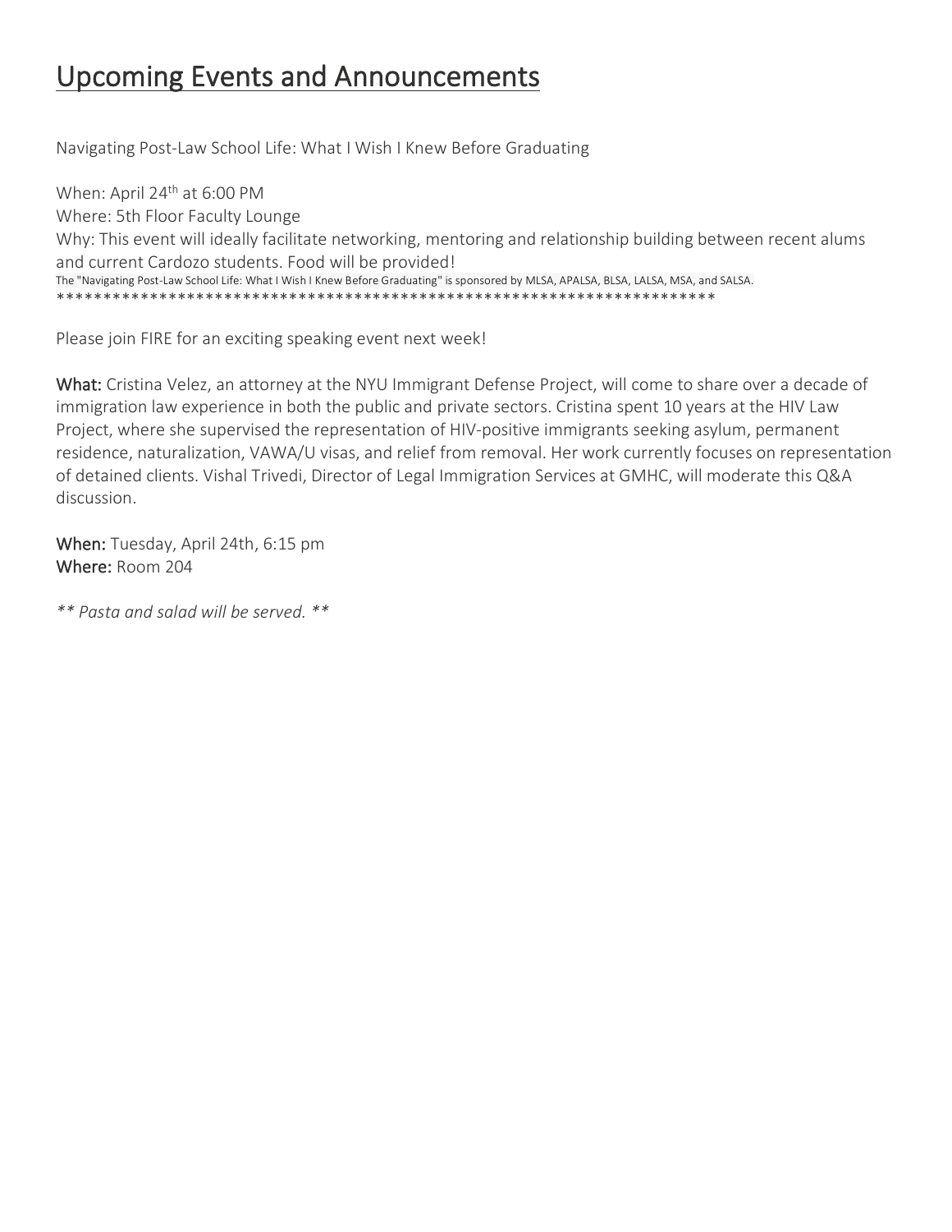# Upcoming Events and Announcements

Navigating Post-Law School Life: What I Wish I Knew Before Graduating

When: April 24th at 6:00 PM
Where: 5th Floor Faculty Lounge
Why: This event will ideally facilitate networking, mentoring and relationship building between recent alums and current Cardozo students. Food will be provided!
The "Navigating Post-Law School Life: What I Wish I Knew Before Graduating" is sponsored by MLSA, APALSA, BLSA, LALSA, MSA, and SALSA.
**************************************************************************

Please join FIRE for an exciting speaking event next week!

**What:** Cristina Velez, an attorney at the NYU Immigrant Defense Project, will come to share over a decade of immigration law experience in both the public and private sectors. Cristina spent 10 years at the HIV Law Project, where she supervised the representation of HIV-positive immigrants seeking asylum, permanent residence, naturalization, VAWA/U visas, and relief from removal. Her work currently focuses on representation of detained clients. Vishal Trivedi, Director of Legal Immigration Services at GMHC, will moderate this Q&A discussion.

**When:** Tuesday, April 24th, 6:15 pm
**Where:** Room 204

*** Pasta and salad will be served. ***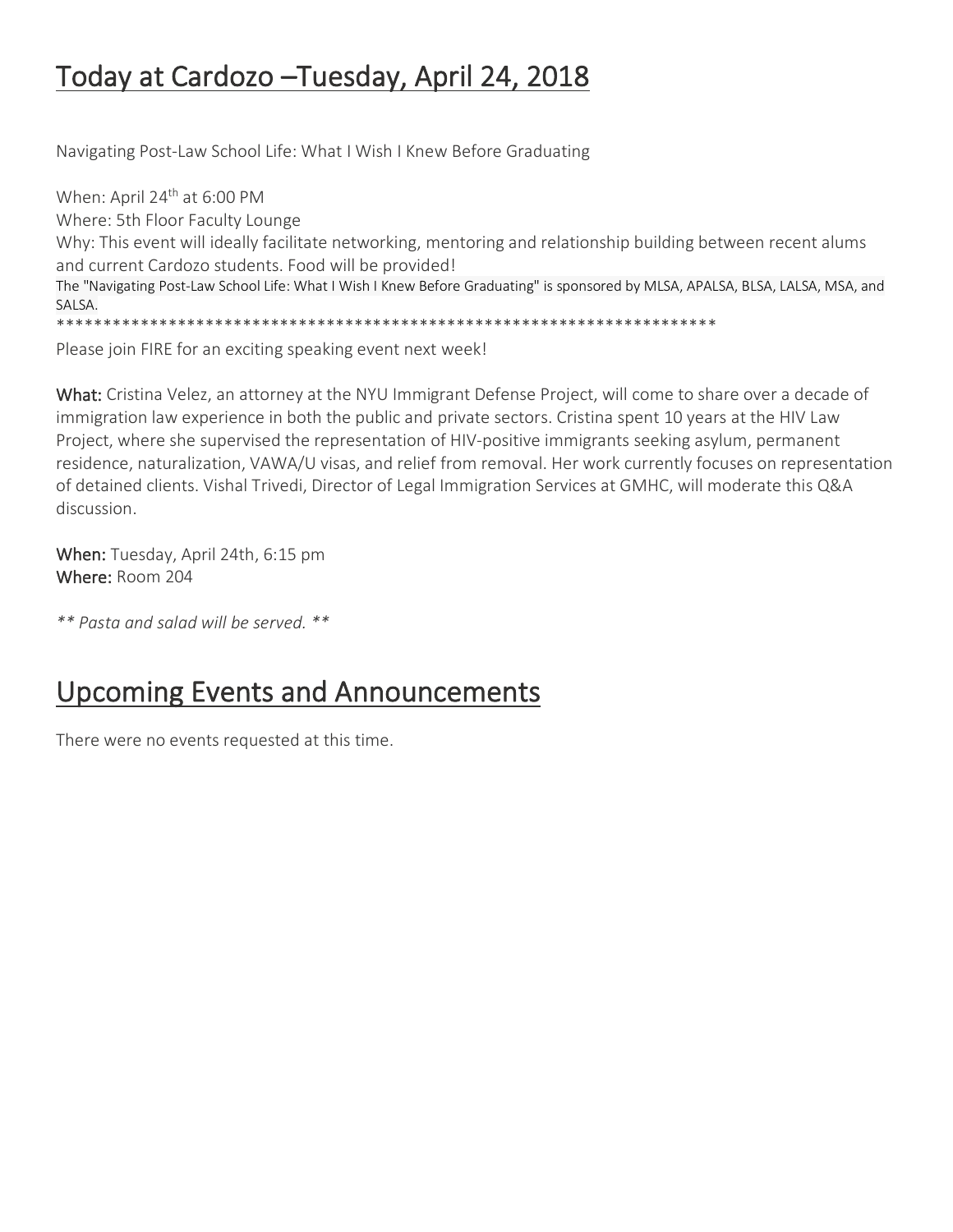# Today at Cardozo –Tuesday, April 24, 2018

Navigating Post-Law School Life: What I Wish I Knew Before Graduating

When: April 24th at 6:00 PM
Where: 5th Floor Faculty Lounge
Why: This event will ideally facilitate networking, mentoring and relationship building between recent alums and current Cardozo students. Food will be provided!
The "Navigating Post-Law School Life: What I Wish I Knew Before Graduating" is sponsored by MLSA, APALSA, BLSA, LALSA, MSA, and SALSA.

**************************************************************************

Please join FIRE for an exciting speaking event next week!

**What:** Cristina Velez, an attorney at the NYU Immigrant Defense Project, will come to share over a decade of immigration law experience in both the public and private sectors. Cristina spent 10 years at the HIV Law Project, where she supervised the representation of HIV-positive immigrants seeking asylum, permanent residence, naturalization, VAWA/U visas, and relief from removal. Her work currently focuses on representation of detained clients. Vishal Trivedi, Director of Legal Immigration Services at GMHC, will moderate this Q&A discussion.

**When:** Tuesday, April 24th, 6:15 pm
**Where:** Room 204

*** Pasta and salad will be served. ***

# Upcoming Events and Announcements

There were no events requested at this time.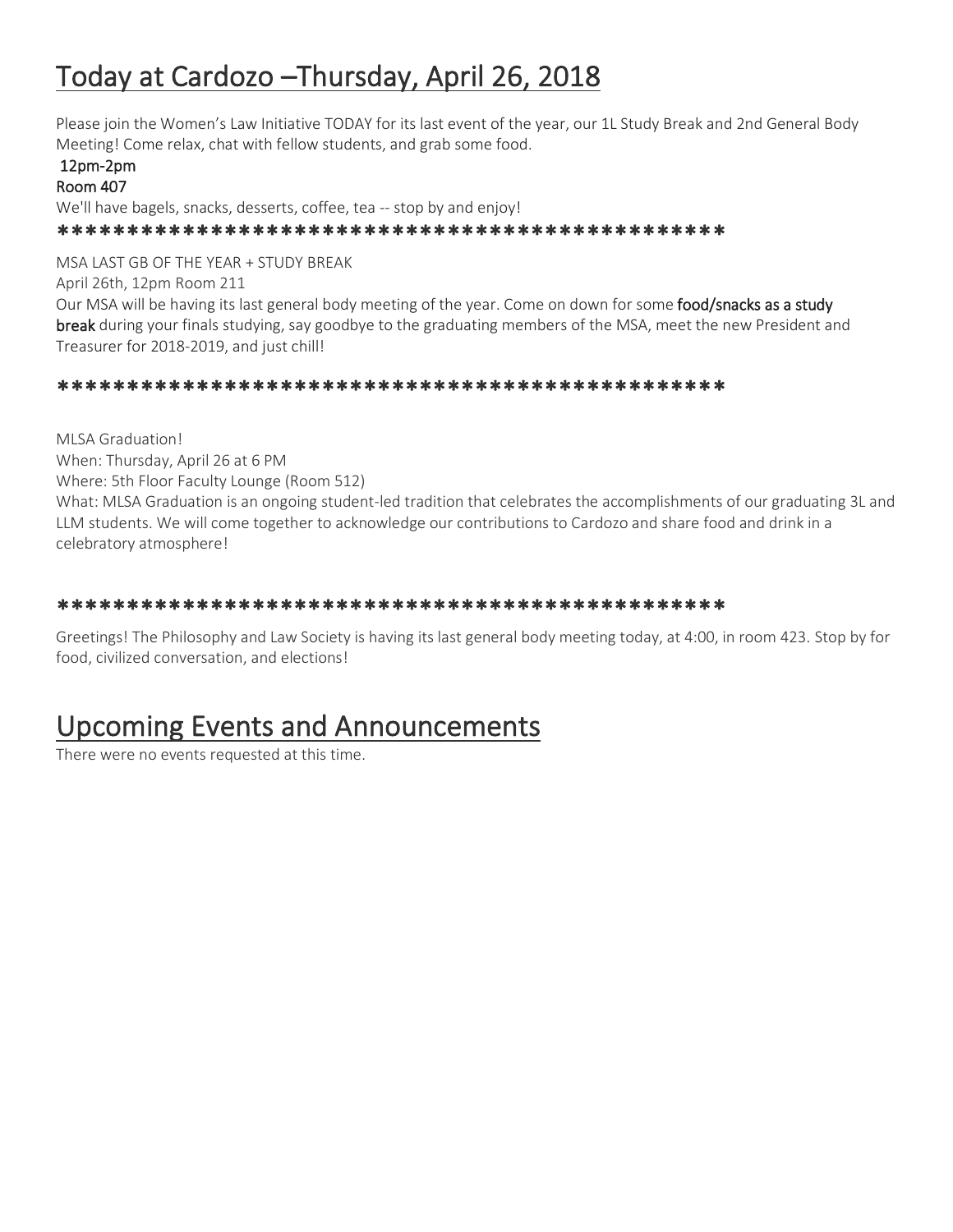# Today at Cardozo –Thursday, April 26, 2018

Please join the Women's Law Initiative TODAY for its last event of the year, our 1L Study Break and 2nd General Body Meeting! Come relax, chat with fellow students, and grab some food.

12pm-2pm

Room 407

We'll have bagels, snacks, desserts, coffee, tea -- stop by and enjoy!

**************************************************

MSA LAST GB OF THE YEAR + STUDY BREAK

April 26th, 12pm Room 211

Our MSA will be having its last general body meeting of the year. Come on down for some **food/snacks as a study break** during your finals studying, say goodbye to the graduating members of the MSA, meet the new President and Treasurer for 2018-2019, and just chill!

**************************************************

MLSA Graduation!

When: Thursday, April 26 at 6 PM

Where: 5th Floor Faculty Lounge (Room 512)

What: MLSA Graduation is an ongoing student-led tradition that celebrates the accomplishments of our graduating 3L and LLM students. We will come together to acknowledge our contributions to Cardozo and share food and drink in a celebratory atmosphere!

**************************************************

Greetings! The Philosophy and Law Society is having its last general body meeting today, at 4:00, in room 423. Stop by for food, civilized conversation, and elections!

# Upcoming Events and Announcements

There were no events requested at this time.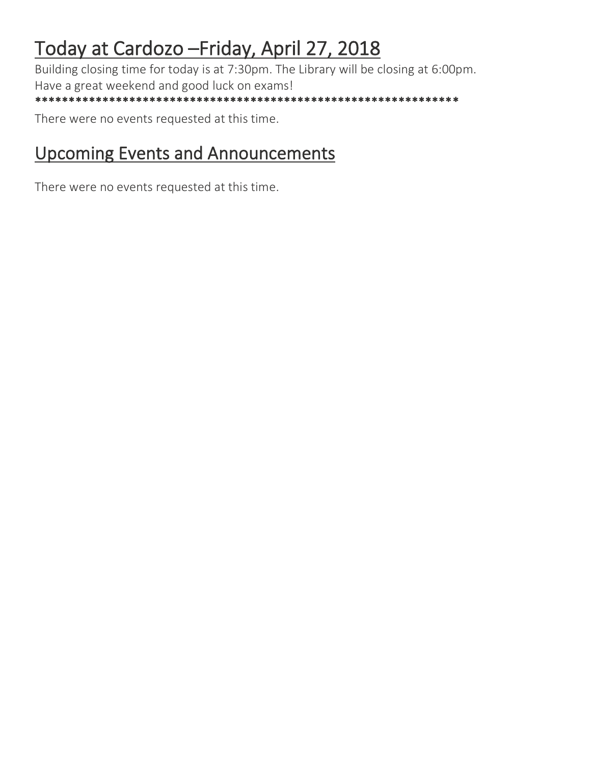# Today at Cardozo –Friday, April 27, 2018

Building closing time for today is at 7:30pm. The Library will be closing at 6:00pm.
Have a great weekend and good luck on exams!

**************************************************************

There were no events requested at this time.

# Upcoming Events and Announcements

There were no events requested at this time.